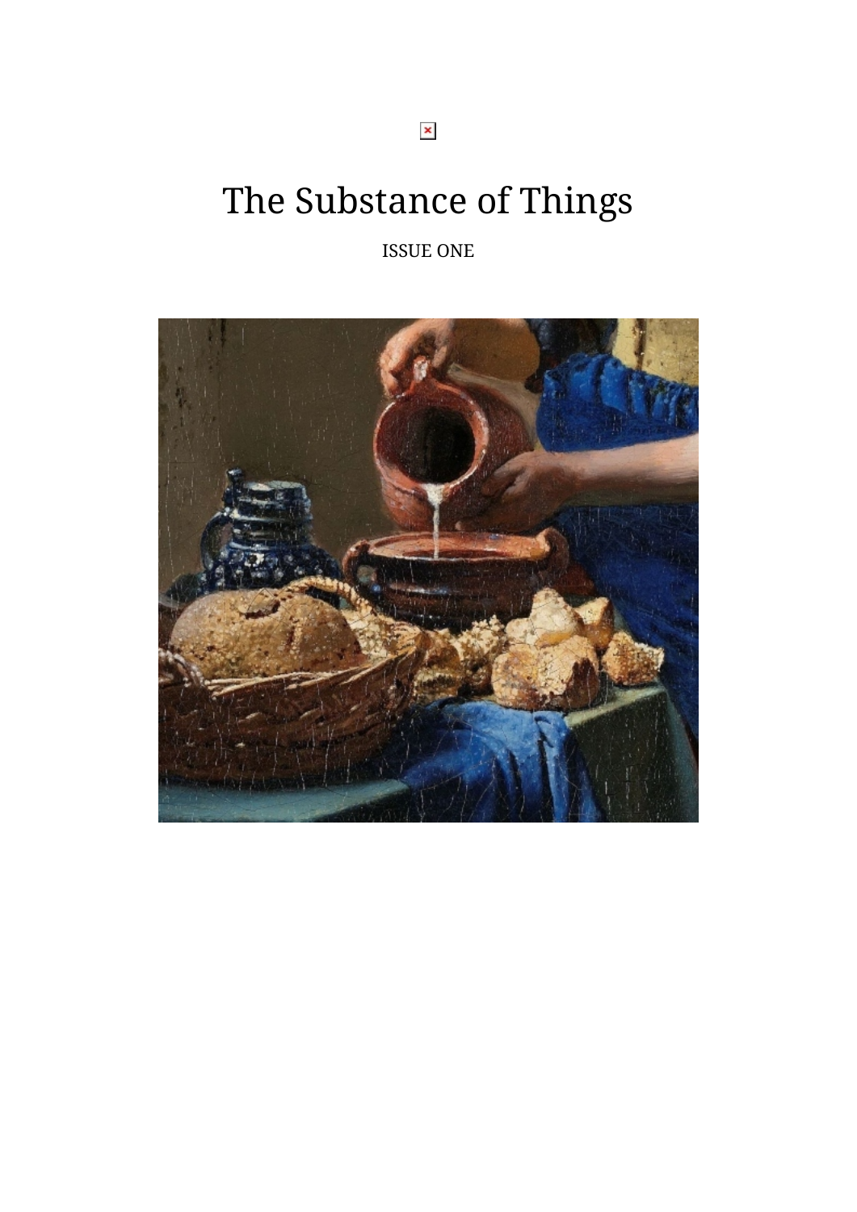# The Substance of Things

ISSUE ONE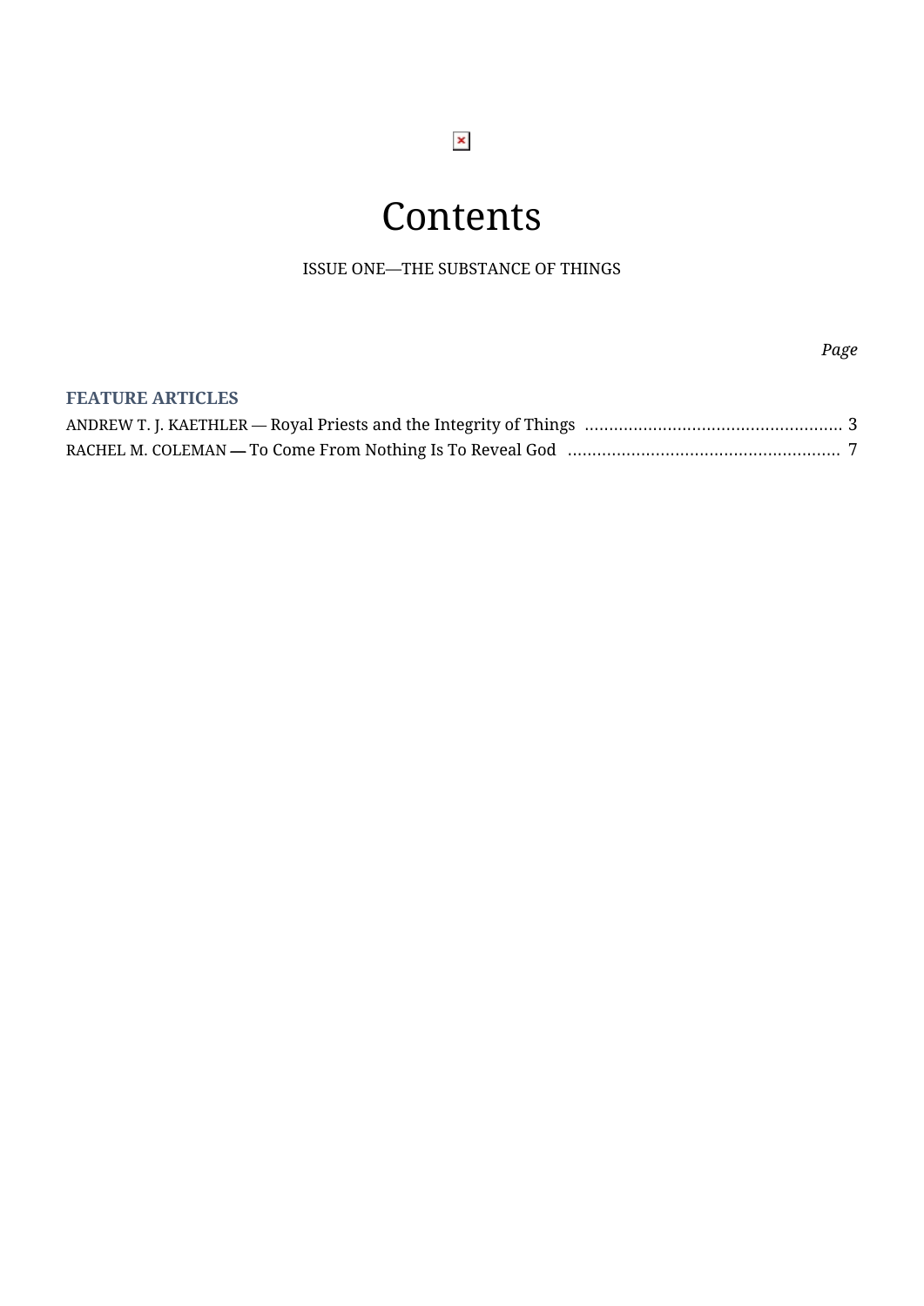# Contents

ISSUE ONE—THE SUBSTANCE OF THINGS

*Page*

**FEATURE ARTICLES**

ANDREW T. J. KAETHLER — Royal Priests and the Integrity of Things .................................................... 3

RACHEL M. COLEMAN — To Come From Nothing Is To Reveal God ........................................................ 7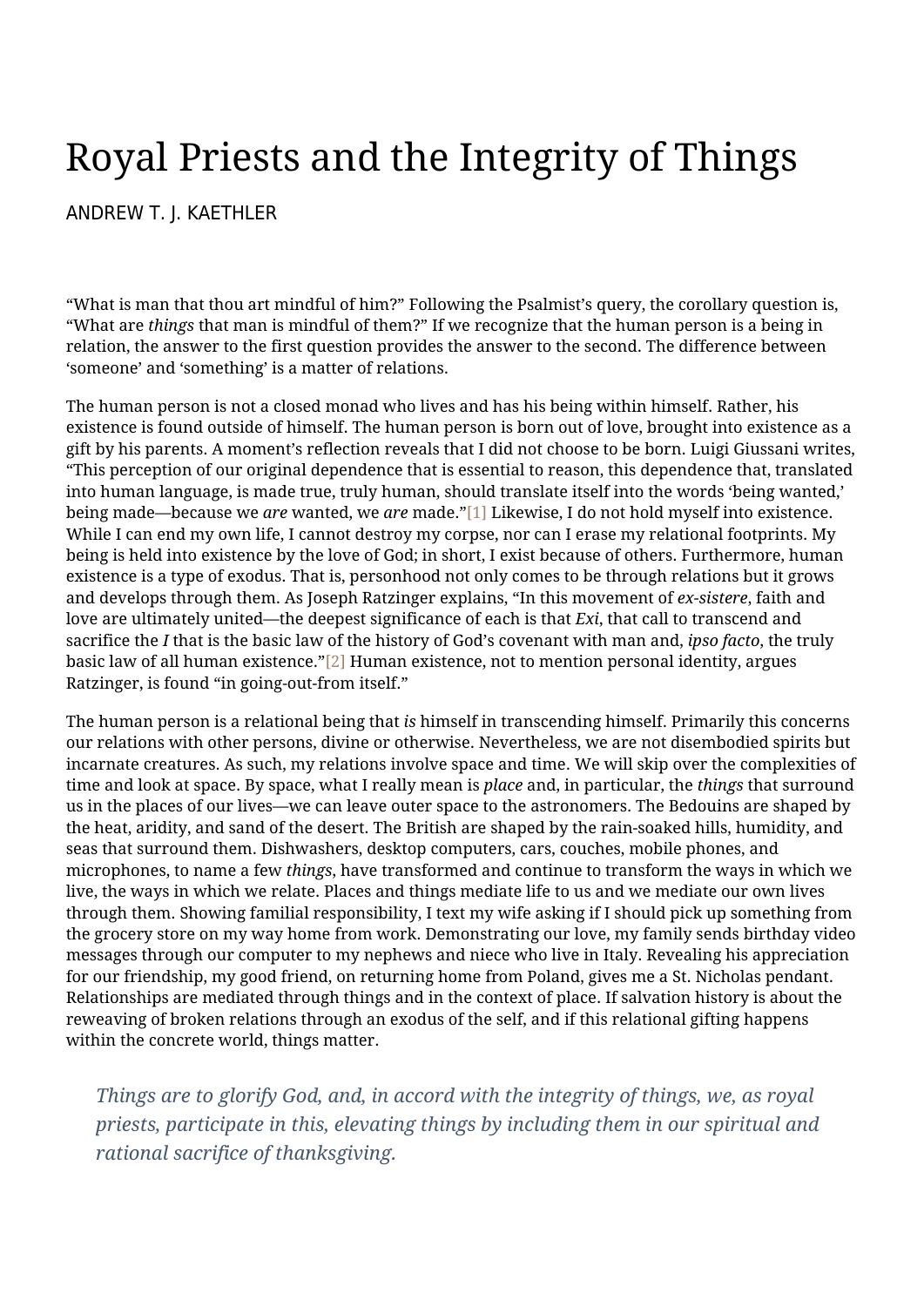# Royal Priests and the Integrity of Things

ANDREW T. J. KAETHLER

"What is man that thou art mindful of him?" Following the Psalmist's query, the corollary question is, "What are *things* that man is mindful of them?" If we recognize that the human person is a being in relation, the answer to the first question provides the answer to the second. The difference between 'someone' and 'something' is a matter of relations.

The human person is not a closed monad who lives and has his being within himself. Rather, his existence is found outside of himself. The human person is born out of love, brought into existence as a gift by his parents. A moment's reflection reveals that I did not choose to be born. Luigi Giussani writes, "This perception of our original dependence that is essential to reason, this dependence that, translated into human language, is made true, truly human, should translate itself into the words 'being wanted,' being made—because we *are* wanted, we *are* made."[1] Likewise, I do not hold myself into existence. While I can end my own life, I cannot destroy my corpse, nor can I erase my relational footprints. My being is held into existence by the love of God; in short, I exist because of others. Furthermore, human existence is a type of exodus. That is, personhood not only comes to be through relations but it grows and develops through them. As Joseph Ratzinger explains, "In this movement of *ex-sistere*, faith and love are ultimately united—the deepest significance of each is that *Exi*, that call to transcend and sacrifice the *I* that is the basic law of the history of God's covenant with man and, *ipso facto*, the truly basic law of all human existence."[2] Human existence, not to mention personal identity, argues Ratzinger, is found "in going-out-from itself."

The human person is a relational being that *is* himself in transcending himself. Primarily this concerns our relations with other persons, divine or otherwise. Nevertheless, we are not disembodied spirits but incarnate creatures. As such, my relations involve space and time. We will skip over the complexities of time and look at space. By space, what I really mean is *place* and, in particular, the *things* that surround us in the places of our lives—we can leave outer space to the astronomers. The Bedouins are shaped by the heat, aridity, and sand of the desert. The British are shaped by the rain-soaked hills, humidity, and seas that surround them. Dishwashers, desktop computers, cars, couches, mobile phones, and microphones, to name a few *things*, have transformed and continue to transform the ways in which we live, the ways in which we relate. Places and things mediate life to us and we mediate our own lives through them. Showing familial responsibility, I text my wife asking if I should pick up something from the grocery store on my way home from work. Demonstrating our love, my family sends birthday video messages through our computer to my nephews and niece who live in Italy. Revealing his appreciation for our friendship, my good friend, on returning home from Poland, gives me a St. Nicholas pendant. Relationships are mediated through things and in the context of place. If salvation history is about the reweaving of broken relations through an exodus of the self, and if this relational gifting happens within the concrete world, things matter.

> *Things are to glorify God, and, in accord with the integrity of things, we, as royal priests, participate in this, elevating things by including them in our spiritual and rational sacrifice of thanksgiving.*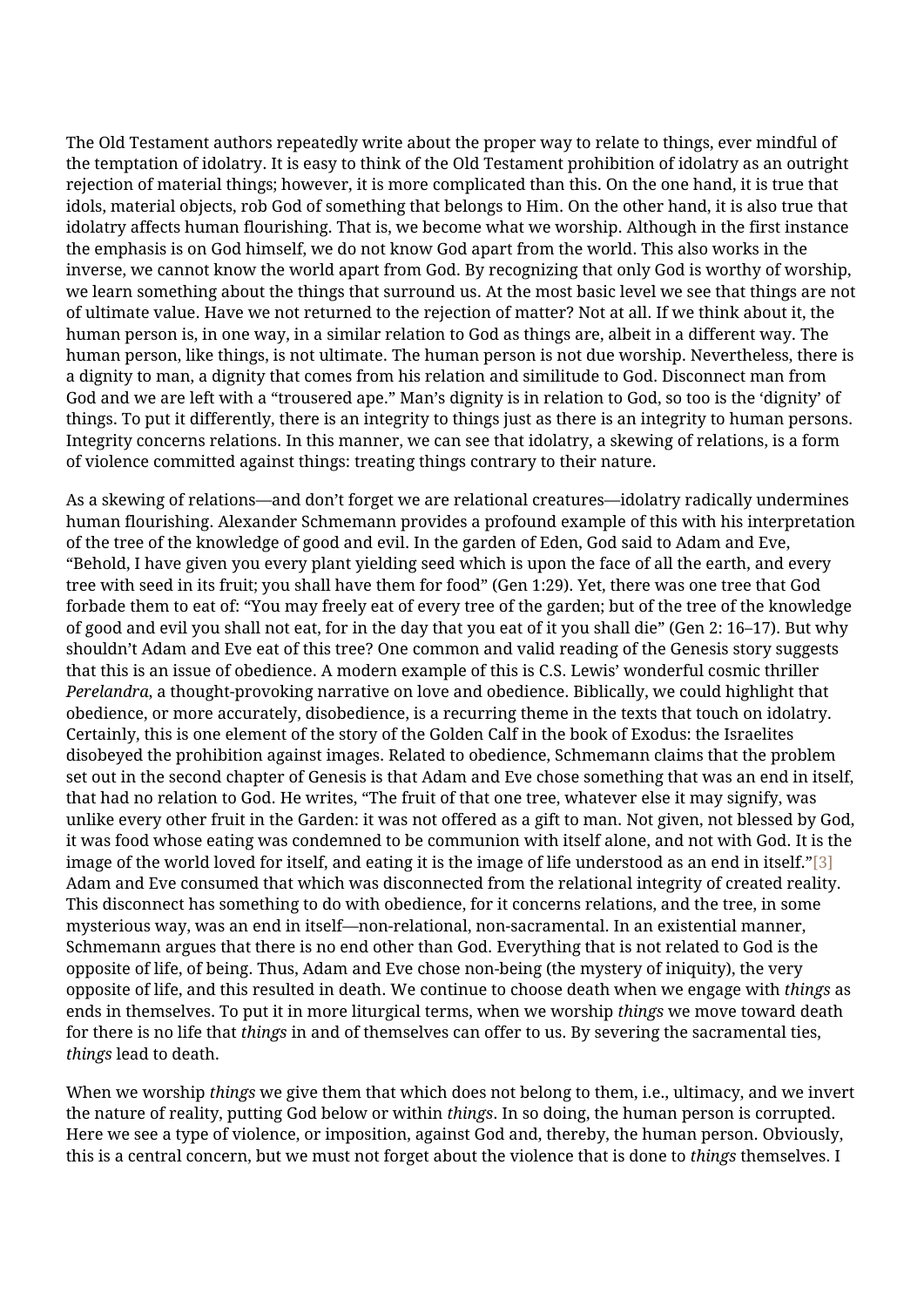The Old Testament authors repeatedly write about the proper way to relate to things, ever mindful of the temptation of idolatry. It is easy to think of the Old Testament prohibition of idolatry as an outright rejection of material things; however, it is more complicated than this. On the one hand, it is true that idols, material objects, rob God of something that belongs to Him. On the other hand, it is also true that idolatry affects human flourishing. That is, we become what we worship. Although in the first instance the emphasis is on God himself, we do not know God apart from the world. This also works in the inverse, we cannot know the world apart from God. By recognizing that only God is worthy of worship, we learn something about the things that surround us. At the most basic level we see that things are not of ultimate value. Have we not returned to the rejection of matter? Not at all. If we think about it, the human person is, in one way, in a similar relation to God as things are, albeit in a different way. The human person, like things, is not ultimate. The human person is not due worship. Nevertheless, there is a dignity to man, a dignity that comes from his relation and similitude to God. Disconnect man from God and we are left with a "trousered ape." Man's dignity is in relation to God, so too is the 'dignity' of things. To put it differently, there is an integrity to things just as there is an integrity to human persons. Integrity concerns relations. In this manner, we can see that idolatry, a skewing of relations, is a form of violence committed against things: treating things contrary to their nature.

As a skewing of relations—and don't forget we are relational creatures—idolatry radically undermines human flourishing. Alexander Schmemann provides a profound example of this with his interpretation of the tree of the knowledge of good and evil. In the garden of Eden, God said to Adam and Eve, "Behold, I have given you every plant yielding seed which is upon the face of all the earth, and every tree with seed in its fruit; you shall have them for food" (Gen 1:29). Yet, there was one tree that God forbade them to eat of: "You may freely eat of every tree of the garden; but of the tree of the knowledge of good and evil you shall not eat, for in the day that you eat of it you shall die" (Gen 2: 16–17). But why shouldn't Adam and Eve eat of this tree? One common and valid reading of the Genesis story suggests that this is an issue of obedience. A modern example of this is C.S. Lewis' wonderful cosmic thriller *Perelandra*, a thought-provoking narrative on love and obedience. Biblically, we could highlight that obedience, or more accurately, disobedience, is a recurring theme in the texts that touch on idolatry. Certainly, this is one element of the story of the Golden Calf in the book of Exodus: the Israelites disobeyed the prohibition against images. Related to obedience, Schmemann claims that the problem set out in the second chapter of Genesis is that Adam and Eve chose something that was an end in itself, that had no relation to God. He writes, "The fruit of that one tree, whatever else it may signify, was unlike every other fruit in the Garden: it was not offered as a gift to man. Not given, not blessed by God, it was food whose eating was condemned to be communion with itself alone, and not with God. It is the image of the world loved for itself, and eating it is the image of life understood as an end in itself."[3] Adam and Eve consumed that which was disconnected from the relational integrity of created reality. This disconnect has something to do with obedience, for it concerns relations, and the tree, in some mysterious way, was an end in itself—non-relational, non-sacramental. In an existential manner, Schmemann argues that there is no end other than God. Everything that is not related to God is the opposite of life, of being. Thus, Adam and Eve chose non-being (the mystery of iniquity), the very opposite of life, and this resulted in death. We continue to choose death when we engage with *things* as ends in themselves. To put it in more liturgical terms, when we worship *things* we move toward death for there is no life that *things* in and of themselves can offer to us. By severing the sacramental ties, *things* lead to death.

When we worship *things* we give them that which does not belong to them, i.e., ultimacy, and we invert the nature of reality, putting God below or within *things*. In so doing, the human person is corrupted. Here we see a type of violence, or imposition, against God and, thereby, the human person. Obviously, this is a central concern, but we must not forget about the violence that is done to *things* themselves. I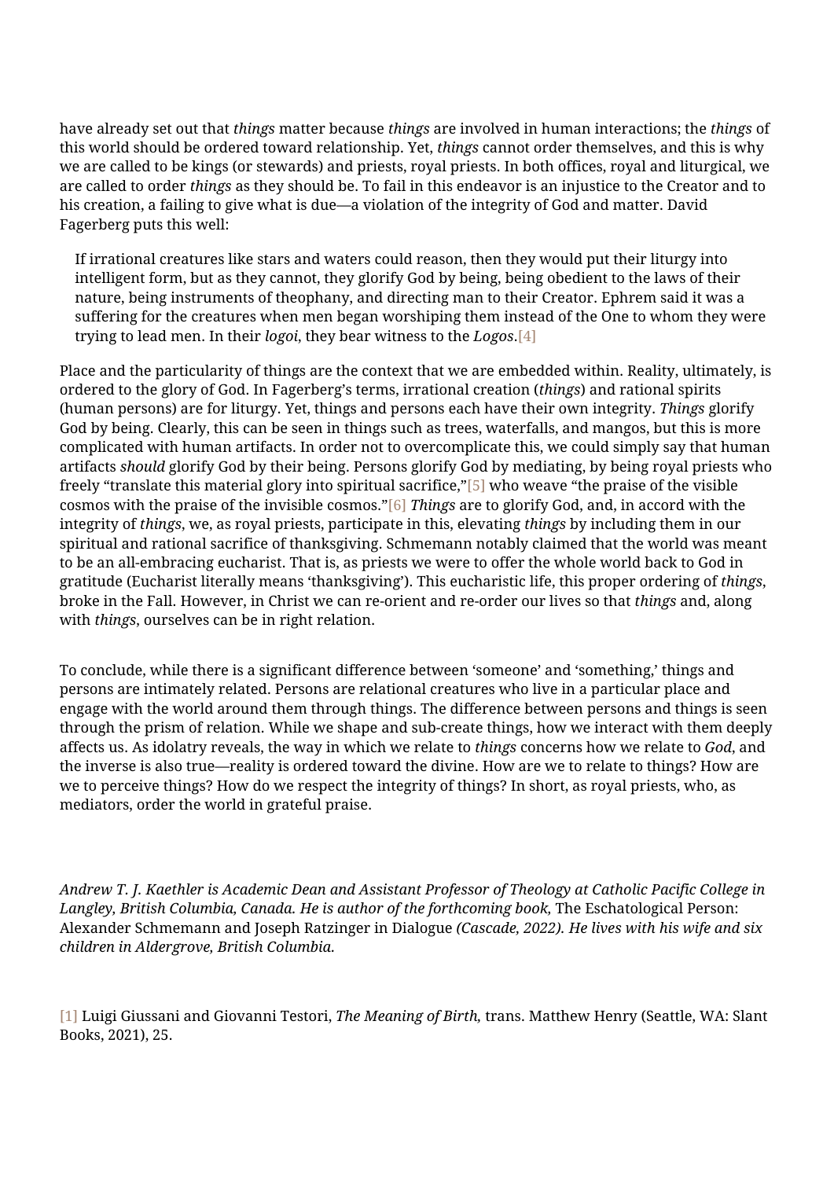have already set out that *things* matter because *things* are involved in human interactions; the *things* of this world should be ordered toward relationship. Yet, *things* cannot order themselves, and this is why we are called to be kings (or stewards) and priests, royal priests. In both offices, royal and liturgical, we are called to order *things* as they should be. To fail in this endeavor is an injustice to the Creator and to his creation, a failing to give what is due—a violation of the integrity of God and matter. David Fagerberg puts this well:

> If irrational creatures like stars and waters could reason, then they would put their liturgy into intelligent form, but as they cannot, they glorify God by being, being obedient to the laws of their nature, being instruments of theophany, and directing man to their Creator. Ephrem said it was a suffering for the creatures when men began worshiping them instead of the One to whom they were trying to lead men. In their *logoi*, they bear witness to the *Logos*.[4]

Place and the particularity of things are the context that we are embedded within. Reality, ultimately, is ordered to the glory of God. In Fagerberg's terms, irrational creation (*things*) and rational spirits (human persons) are for liturgy. Yet, things and persons each have their own integrity. *Things* glorify God by being. Clearly, this can be seen in things such as trees, waterfalls, and mangos, but this is more complicated with human artifacts. In order not to overcomplicate this, we could simply say that human artifacts *should* glorify God by their being. Persons glorify God by mediating, by being royal priests who freely "translate this material glory into spiritual sacrifice,"[5] who weave "the praise of the visible cosmos with the praise of the invisible cosmos."[6] *Things* are to glorify God, and, in accord with the integrity of *things*, we, as royal priests, participate in this, elevating *things* by including them in our spiritual and rational sacrifice of thanksgiving. Schmemann notably claimed that the world was meant to be an all-embracing eucharist. That is, as priests we were to offer the whole world back to God in gratitude (Eucharist literally means 'thanksgiving'). This eucharistic life, this proper ordering of *things*, broke in the Fall. However, in Christ we can re-orient and re-order our lives so that *things* and, along with *things*, ourselves can be in right relation.

To conclude, while there is a significant difference between 'someone' and 'something,' things and persons are intimately related. Persons are relational creatures who live in a particular place and engage with the world around them through things. The difference between persons and things is seen through the prism of relation. While we shape and sub-create things, how we interact with them deeply affects us. As idolatry reveals, the way in which we relate to *things* concerns how we relate to *God*, and the inverse is also true—reality is ordered toward the divine. How are we to relate to things? How are we to perceive things? How do we respect the integrity of things? In short, as royal priests, who, as mediators, order the world in grateful praise.

*Andrew T. J. Kaethler is Academic Dean and Assistant Professor of Theology at Catholic Pacific College in Langley, British Columbia, Canada. He is author of the forthcoming book,* The Eschatological Person: Alexander Schmemann and Joseph Ratzinger in Dialogue *(Cascade, 2022). He lives with his wife and six children in Aldergrove, British Columbia.*

[1] Luigi Giussani and Giovanni Testori, *The Meaning of Birth,* trans. Matthew Henry (Seattle, WA: Slant Books, 2021), 25.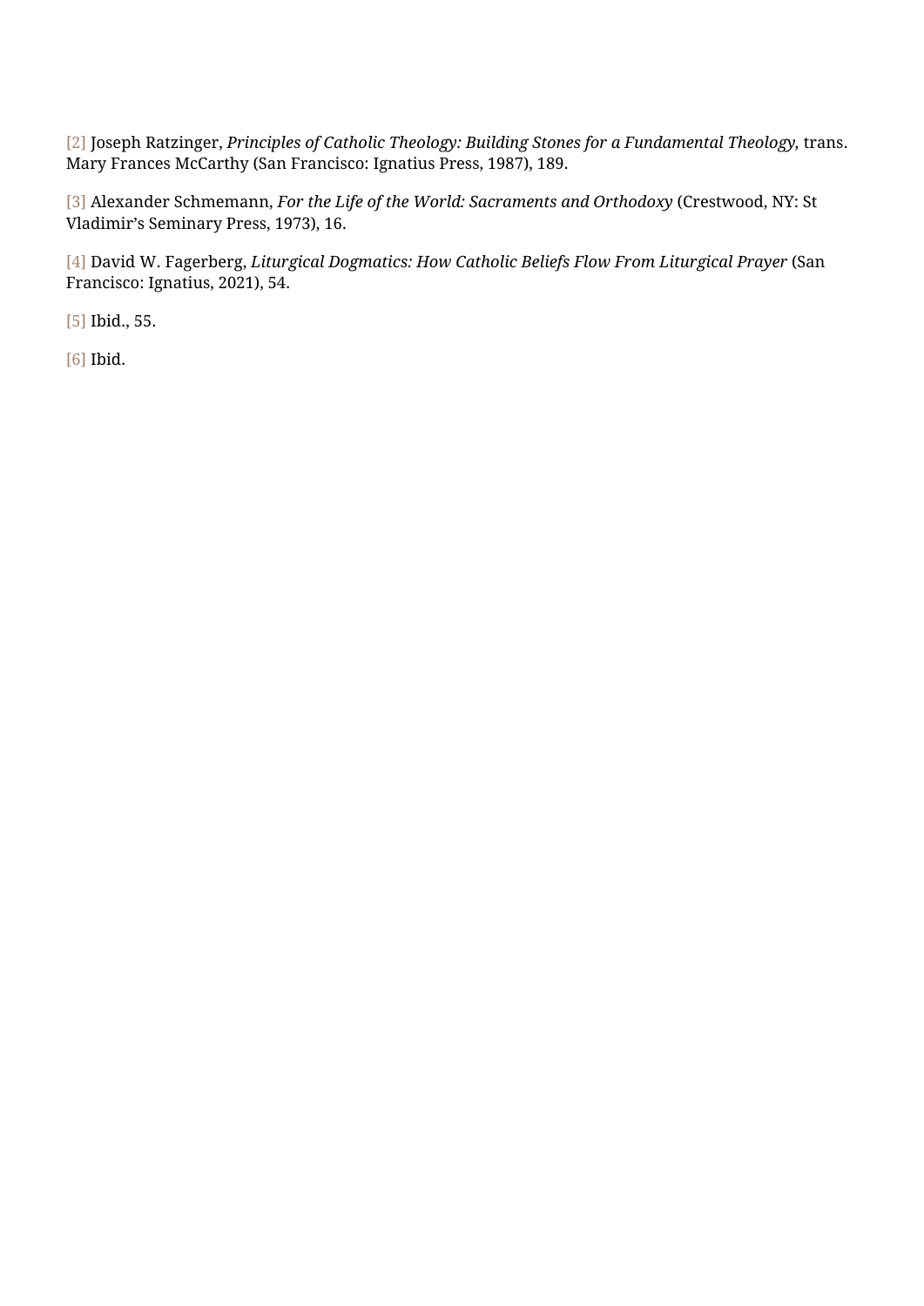[2] Joseph Ratzinger, *Principles of Catholic Theology: Building Stones for a Fundamental Theology,* trans. Mary Frances McCarthy (San Francisco: Ignatius Press, 1987), 189.

[3] Alexander Schmemann, *For the Life of the World: Sacraments and Orthodoxy* (Crestwood, NY: St Vladimir's Seminary Press, 1973), 16.

[4] David W. Fagerberg, *Liturgical Dogmatics: How Catholic Beliefs Flow From Liturgical Prayer* (San Francisco: Ignatius, 2021), 54.

[5] Ibid., 55.

[6] Ibid.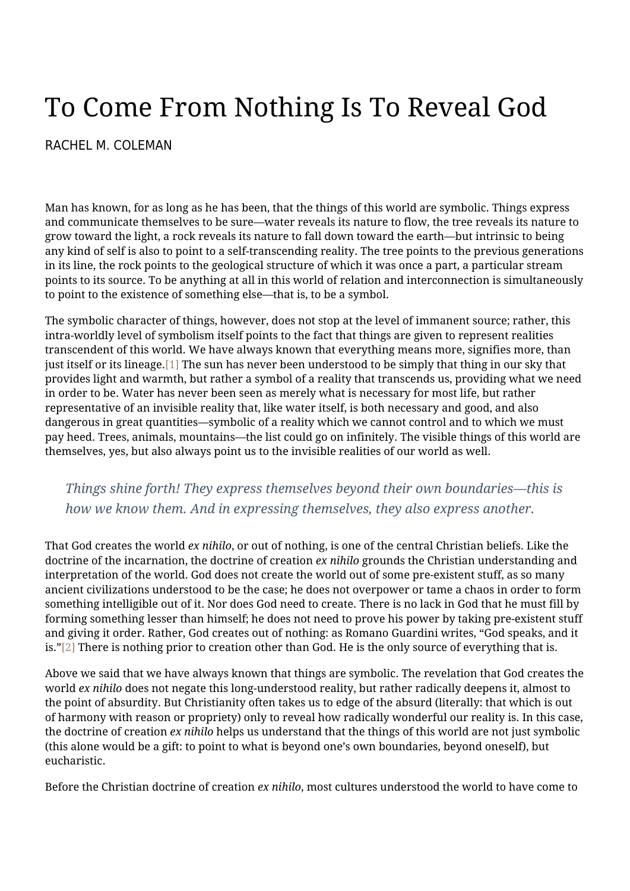# To Come From Nothing Is To Reveal God

RACHEL M. COLEMAN

Man has known, for as long as he has been, that the things of this world are symbolic. Things express and communicate themselves to be sure—water reveals its nature to flow, the tree reveals its nature to grow toward the light, a rock reveals its nature to fall down toward the earth—but intrinsic to being any kind of self is also to point to a self-transcending reality. The tree points to the previous generations in its line, the rock points to the geological structure of which it was once a part, a particular stream points to its source. To be anything at all in this world of relation and interconnection is simultaneously to point to the existence of something else—that is, to be a symbol.

The symbolic character of things, however, does not stop at the level of immanent source; rather, this intra-worldly level of symbolism itself points to the fact that things are given to represent realities transcendent of this world. We have always known that everything means more, signifies more, than just itself or its lineage.[1] The sun has never been understood to be simply that thing in our sky that provides light and warmth, but rather a symbol of a reality that transcends us, providing what we need in order to be. Water has never been seen as merely what is necessary for most life, but rather representative of an invisible reality that, like water itself, is both necessary and good, and also dangerous in great quantities—symbolic of a reality which we cannot control and to which we must pay heed. Trees, animals, mountains—the list could go on infinitely. The visible things of this world are themselves, yes, but also always point us to the invisible realities of our world as well.

> *Things shine forth! They express themselves beyond their own boundaries—this is how we know them. And in expressing themselves, they also express another.*

That God creates the world *ex nihilo*, or out of nothing, is one of the central Christian beliefs. Like the doctrine of the incarnation, the doctrine of creation *ex nihilo* grounds the Christian understanding and interpretation of the world. God does not create the world out of some pre-existent stuff, as so many ancient civilizations understood to be the case; he does not overpower or tame a chaos in order to form something intelligible out of it. Nor does God need to create. There is no lack in God that he must fill by forming something lesser than himself; he does not need to prove his power by taking pre-existent stuff and giving it order. Rather, God creates out of nothing: as Romano Guardini writes, "God speaks, and it is."[2] There is nothing prior to creation other than God. He is the only source of everything that is.

Above we said that we have always known that things are symbolic. The revelation that God creates the world *ex nihilo* does not negate this long-understood reality, but rather radically deepens it, almost to the point of absurdity. But Christianity often takes us to edge of the absurd (literally: that which is out of harmony with reason or propriety) only to reveal how radically wonderful our reality is. In this case, the doctrine of creation *ex nihilo* helps us understand that the things of this world are not just symbolic (this alone would be a gift: to point to what is beyond one's own boundaries, beyond oneself), but eucharistic.

Before the Christian doctrine of creation *ex nihilo*, most cultures understood the world to have come to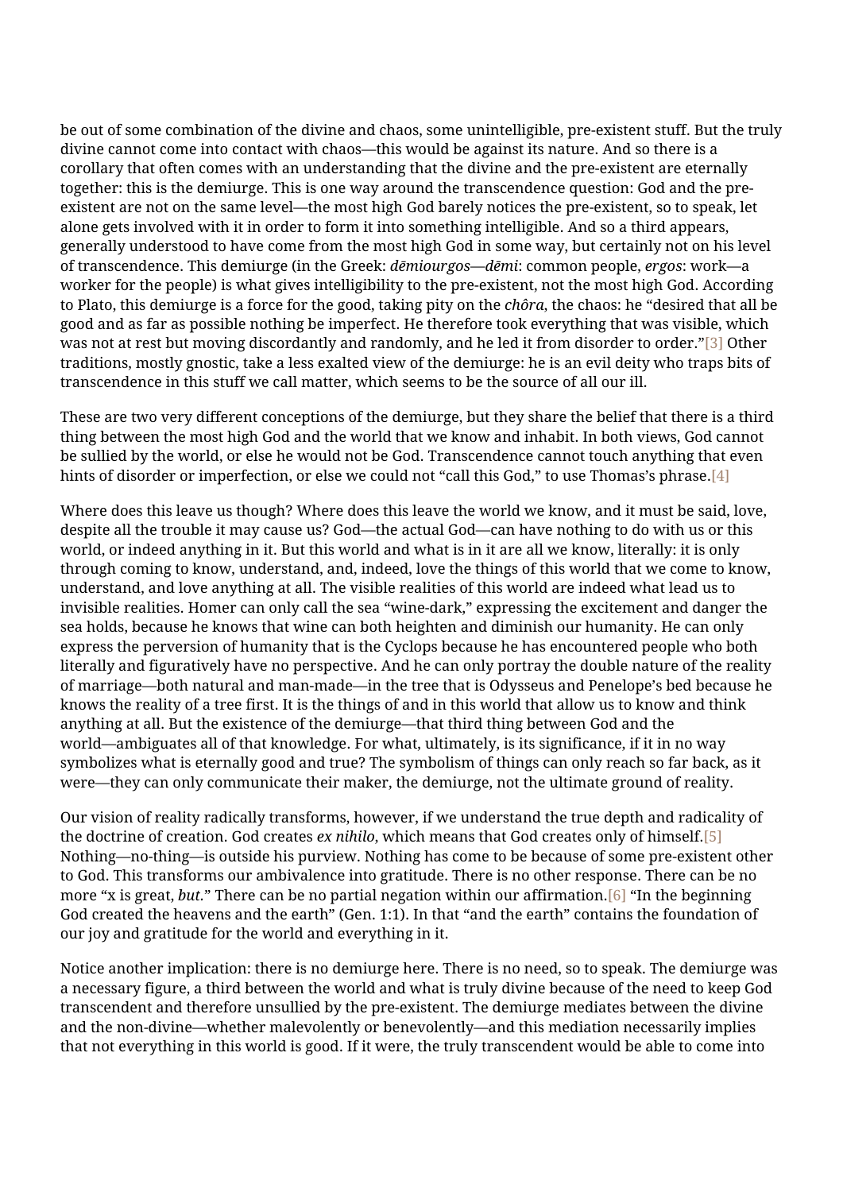be out of some combination of the divine and chaos, some unintelligible, pre-existent stuff. But the truly divine cannot come into contact with chaos—this would be against its nature. And so there is a corollary that often comes with an understanding that the divine and the pre-existent are eternally together: this is the demiurge. This is one way around the transcendence question: God and the pre-existent are not on the same level—the most high God barely notices the pre-existent, so to speak, let alone gets involved with it in order to form it into something intelligible. And so a third appears, generally understood to have come from the most high God in some way, but certainly not on his level of transcendence. This demiurge (in the Greek: *dēmiourgos*—*dēmi*: common people, *ergos*: work—a worker for the people) is what gives intelligibility to the pre-existent, not the most high God. According to Plato, this demiurge is a force for the good, taking pity on the *chôra*, the chaos: he "desired that all be good and as far as possible nothing be imperfect. He therefore took everything that was visible, which was not at rest but moving discordantly and randomly, and he led it from disorder to order."[3] Other traditions, mostly gnostic, take a less exalted view of the demiurge: he is an evil deity who traps bits of transcendence in this stuff we call matter, which seems to be the source of all our ill.

These are two very different conceptions of the demiurge, but they share the belief that there is a third thing between the most high God and the world that we know and inhabit. In both views, God cannot be sullied by the world, or else he would not be God. Transcendence cannot touch anything that even hints of disorder or imperfection, or else we could not "call this God," to use Thomas's phrase.[4]

Where does this leave us though? Where does this leave the world we know, and it must be said, love, despite all the trouble it may cause us? God—the actual God—can have nothing to do with us or this world, or indeed anything in it. But this world and what is in it are all we know, literally: it is only through coming to know, understand, and, indeed, love the things of this world that we come to know, understand, and love anything at all. The visible realities of this world are indeed what lead us to invisible realities. Homer can only call the sea "wine-dark," expressing the excitement and danger the sea holds, because he knows that wine can both heighten and diminish our humanity. He can only express the perversion of humanity that is the Cyclops because he has encountered people who both literally and figuratively have no perspective. And he can only portray the double nature of the reality of marriage—both natural and man-made—in the tree that is Odysseus and Penelope's bed because he knows the reality of a tree first. It is the things of and in this world that allow us to know and think anything at all. But the existence of the demiurge—that third thing between God and the world—ambiguates all of that knowledge. For what, ultimately, is its significance, if it in no way symbolizes what is eternally good and true? The symbolism of things can only reach so far back, as it were—they can only communicate their maker, the demiurge, not the ultimate ground of reality.

Our vision of reality radically transforms, however, if we understand the true depth and radicality of the doctrine of creation. God creates *ex nihilo*, which means that God creates only of himself.[5] Nothing—no-thing—is outside his purview. Nothing has come to be because of some pre-existent other to God. This transforms our ambivalence into gratitude. There is no other response. There can be no more "x is great, *but*." There can be no partial negation within our affirmation.[6] "In the beginning God created the heavens and the earth" (Gen. 1:1). In that "and the earth" contains the foundation of our joy and gratitude for the world and everything in it.

Notice another implication: there is no demiurge here. There is no need, so to speak. The demiurge was a necessary figure, a third between the world and what is truly divine because of the need to keep God transcendent and therefore unsullied by the pre-existent. The demiurge mediates between the divine and the non-divine—whether malevolently or benevolently—and this mediation necessarily implies that not everything in this world is good. If it were, the truly transcendent would be able to come into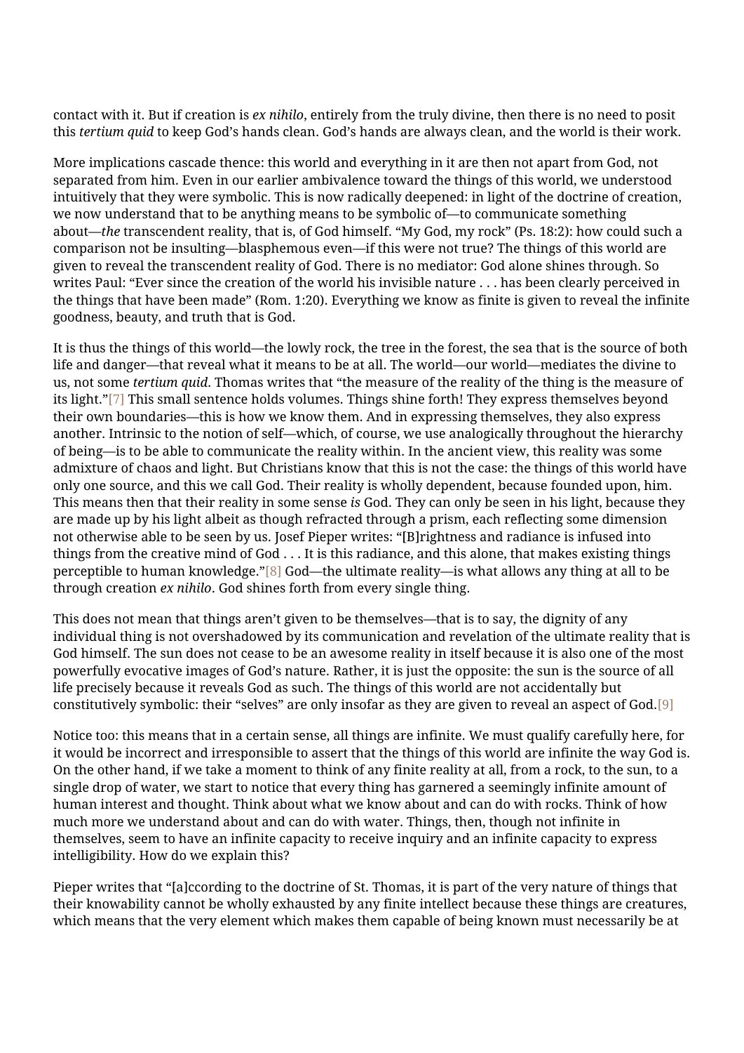contact with it. But if creation is *ex nihilo*, entirely from the truly divine, then there is no need to posit this *tertium quid* to keep God's hands clean. God's hands are always clean, and the world is their work.

More implications cascade thence: this world and everything in it are then not apart from God, not separated from him. Even in our earlier ambivalence toward the things of this world, we understood intuitively that they were symbolic. This is now radically deepened: in light of the doctrine of creation, we now understand that to be anything means to be symbolic of—to communicate something about—*the* transcendent reality, that is, of God himself. "My God, my rock" (Ps. 18:2): how could such a comparison not be insulting—blasphemous even—if this were not true? The things of this world are given to reveal the transcendent reality of God. There is no mediator: God alone shines through. So writes Paul: "Ever since the creation of the world his invisible nature . . . has been clearly perceived in the things that have been made" (Rom. 1:20). Everything we know as finite is given to reveal the infinite goodness, beauty, and truth that is God.

It is thus the things of this world—the lowly rock, the tree in the forest, the sea that is the source of both life and danger—that reveal what it means to be at all. The world—our world—mediates the divine to us, not some *tertium quid*. Thomas writes that "the measure of the reality of the thing is the measure of its light."[7] This small sentence holds volumes. Things shine forth! They express themselves beyond their own boundaries—this is how we know them. And in expressing themselves, they also express another. Intrinsic to the notion of self—which, of course, we use analogically throughout the hierarchy of being—is to be able to communicate the reality within. In the ancient view, this reality was some admixture of chaos and light. But Christians know that this is not the case: the things of this world have only one source, and this we call God. Their reality is wholly dependent, because founded upon, him. This means then that their reality in some sense *is* God. They can only be seen in his light, because they are made up by his light albeit as though refracted through a prism, each reflecting some dimension not otherwise able to be seen by us. Josef Pieper writes: "[B]rightness and radiance is infused into things from the creative mind of God . . . It is this radiance, and this alone, that makes existing things perceptible to human knowledge."[8] God—the ultimate reality—is what allows any thing at all to be through creation *ex nihilo*. God shines forth from every single thing.

This does not mean that things aren't given to be themselves—that is to say, the dignity of any individual thing is not overshadowed by its communication and revelation of the ultimate reality that is God himself. The sun does not cease to be an awesome reality in itself because it is also one of the most powerfully evocative images of God's nature. Rather, it is just the opposite: the sun is the source of all life precisely because it reveals God as such. The things of this world are not accidentally but constitutively symbolic: their "selves" are only insofar as they are given to reveal an aspect of God.[9]

Notice too: this means that in a certain sense, all things are infinite. We must qualify carefully here, for it would be incorrect and irresponsible to assert that the things of this world are infinite the way God is. On the other hand, if we take a moment to think of any finite reality at all, from a rock, to the sun, to a single drop of water, we start to notice that every thing has garnered a seemingly infinite amount of human interest and thought. Think about what we know about and can do with rocks. Think of how much more we understand about and can do with water. Things, then, though not infinite in themselves, seem to have an infinite capacity to receive inquiry and an infinite capacity to express intelligibility. How do we explain this?

Pieper writes that "[a]ccording to the doctrine of St. Thomas, it is part of the very nature of things that their knowability cannot be wholly exhausted by any finite intellect because these things are creatures, which means that the very element which makes them capable of being known must necessarily be at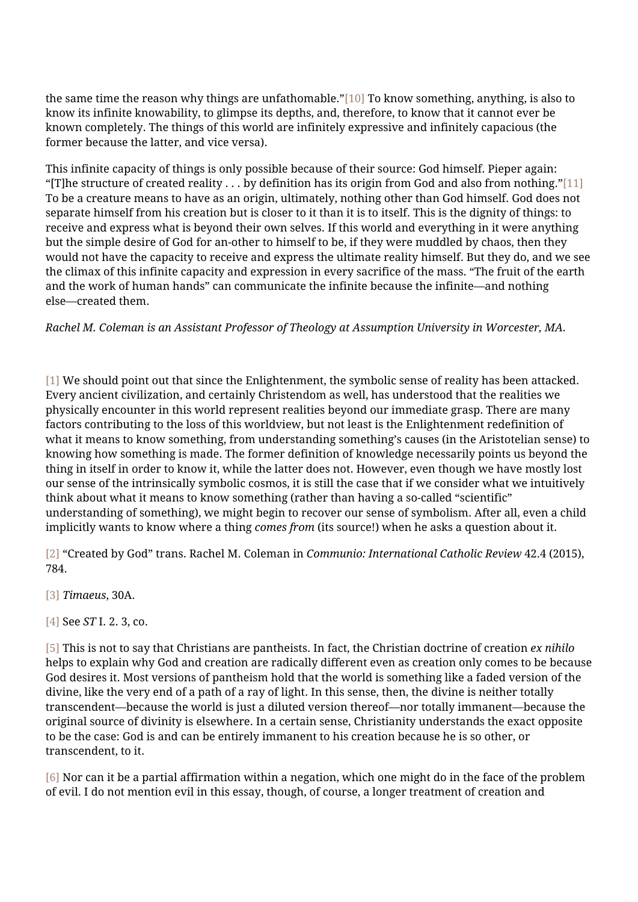the same time the reason why things are unfathomable."[10] To know something, anything, is also to know its infinite knowability, to glimpse its depths, and, therefore, to know that it cannot ever be known completely. The things of this world are infinitely expressive and infinitely capacious (the former because the latter, and vice versa).

This infinite capacity of things is only possible because of their source: God himself. Pieper again: "[T]he structure of created reality . . . by definition has its origin from God and also from nothing."[11] To be a creature means to have as an origin, ultimately, nothing other than God himself. God does not separate himself from his creation but is closer to it than it is to itself. This is the dignity of things: to receive and express what is beyond their own selves. If this world and everything in it were anything but the simple desire of God for an-other to himself to be, if they were muddled by chaos, then they would not have the capacity to receive and express the ultimate reality himself. But they do, and we see the climax of this infinite capacity and expression in every sacrifice of the mass. "The fruit of the earth and the work of human hands" can communicate the infinite because the infinite—and nothing else—created them.

*Rachel M. Coleman is an Assistant Professor of Theology at Assumption University in Worcester, MA.*

[1] We should point out that since the Enlightenment, the symbolic sense of reality has been attacked. Every ancient civilization, and certainly Christendom as well, has understood that the realities we physically encounter in this world represent realities beyond our immediate grasp. There are many factors contributing to the loss of this worldview, but not least is the Enlightenment redefinition of what it means to know something, from understanding something's causes (in the Aristotelian sense) to knowing how something is made. The former definition of knowledge necessarily points us beyond the thing in itself in order to know it, while the latter does not. However, even though we have mostly lost our sense of the intrinsically symbolic cosmos, it is still the case that if we consider what we intuitively think about what it means to know something (rather than having a so-called "scientific" understanding of something), we might begin to recover our sense of symbolism. After all, even a child implicitly wants to know where a thing *comes from* (its source!) when he asks a question about it.

[2] "Created by God" trans. Rachel M. Coleman in *Communio: International Catholic Review* 42.4 (2015), 784.

[3] *Timaeus*, 30A.

[4] See *ST* I. 2. 3, co.

[5] This is not to say that Christians are pantheists. In fact, the Christian doctrine of creation *ex nihilo* helps to explain why God and creation are radically different even as creation only comes to be because God desires it. Most versions of pantheism hold that the world is something like a faded version of the divine, like the very end of a path of a ray of light. In this sense, then, the divine is neither totally transcendent—because the world is just a diluted version thereof—nor totally immanent—because the original source of divinity is elsewhere. In a certain sense, Christianity understands the exact opposite to be the case: God is and can be entirely immanent to his creation because he is so other, or transcendent, to it.

[6] Nor can it be a partial affirmation within a negation, which one might do in the face of the problem of evil. I do not mention evil in this essay, though, of course, a longer treatment of creation and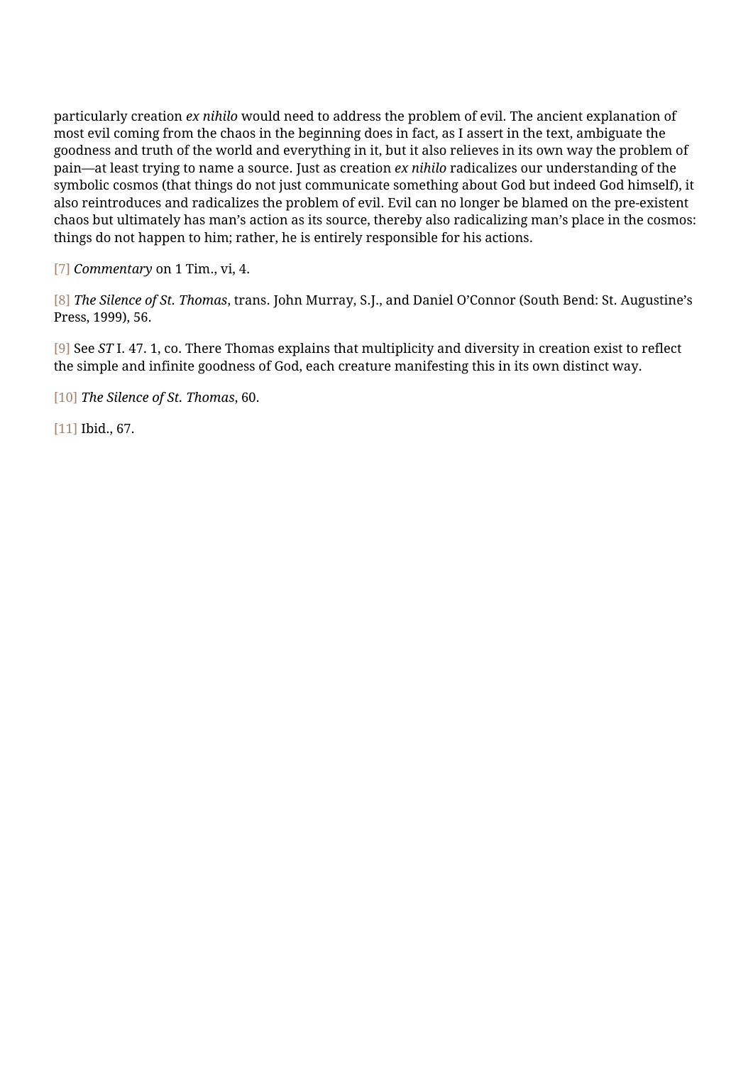particularly creation *ex nihilo* would need to address the problem of evil. The ancient explanation of most evil coming from the chaos in the beginning does in fact, as I assert in the text, ambiguate the goodness and truth of the world and everything in it, but it also relieves in its own way the problem of pain—at least trying to name a source. Just as creation *ex nihilo* radicalizes our understanding of the symbolic cosmos (that things do not just communicate something about God but indeed God himself), it also reintroduces and radicalizes the problem of evil. Evil can no longer be blamed on the pre-existent chaos but ultimately has man's action as its source, thereby also radicalizing man's place in the cosmos: things do not happen to him; rather, he is entirely responsible for his actions.

[7] *Commentary* on 1 Tim., vi, 4.

[8] *The Silence of St. Thomas*, trans. John Murray, S.J., and Daniel O'Connor (South Bend: St. Augustine's Press, 1999), 56.

[9] See *ST* I. 47. 1, co. There Thomas explains that multiplicity and diversity in creation exist to reflect the simple and infinite goodness of God, each creature manifesting this in its own distinct way.

[10] *The Silence of St. Thomas*, 60.

[11] Ibid., 67.